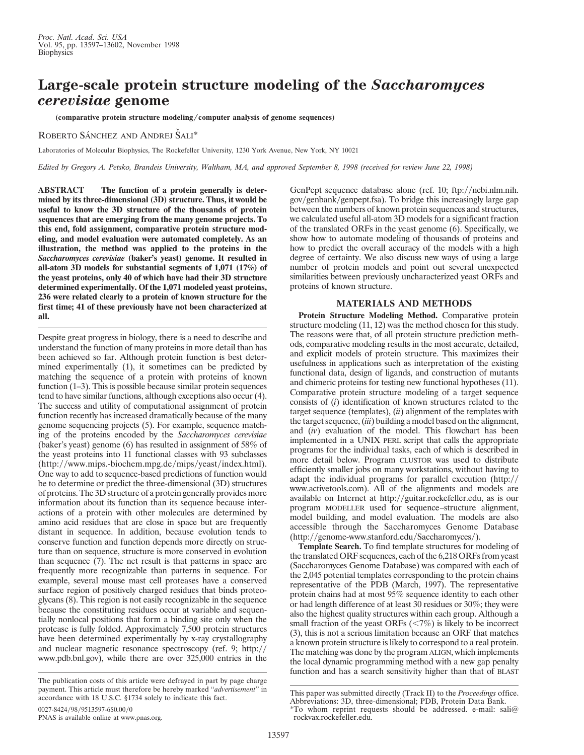# Large-scale protein structure modeling of the *Saccharomyces cerevisiae* genome

**(comparative protein structure modeling/computer analysis of genome sequences)**

ROBERTO SÁNCHEZ AND ANDREJ ŠALI*

Laboratories of Molecular Biophysics, The Rockefeller University, 1230 York Avenue, New York, NY 10021

*Edited by Gregory A. Petsko, Brandeis University, Waltham, MA, and approved September 8, 1998 (received for review June 22, 1998)*

**ABSTRACT** **The function of a protein generally is determined by its three-dimensional (3D) structure. Thus, it would be useful to know the 3D structure of the thousands of protein sequences that are emerging from the many genome projects. To this end, fold assignment, comparative protein structure modeling, and model evaluation were automated completely. As an illustration, the method was applied to the proteins in the *Saccharomyces cerevisiae* (baker's yeast) genome. It resulted in all-atom 3D models for substantial segments of 1,071 (17%) of the yeast proteins, only 40 of which have had their 3D structure determined experimentally. Of the 1,071 modeled yeast proteins, 236 were related clearly to a protein of known structure for the first time; 41 of these previously have not been characterized at all.**

Despite great progress in biology, there is a need to describe and understand the function of many proteins in more detail than has been achieved so far. Although protein function is best determined experimentally (1), it sometimes can be predicted by matching the sequence of a protein with proteins of known function (1–3). This is possible because similar protein sequences tend to have similar functions, although exceptions also occur (4). The success and utility of computational assignment of protein function recently has increased dramatically because of the many genome sequencing projects (5). For example, sequence matching of the proteins encoded by the *Saccharomyces cerevisiae* (baker's yeast) genome (6) has resulted in assignment of 58% of the yeast proteins into 11 functional classes with 93 subclasses (http://www.mips.-biochem.mpg.de/mips/yeast/index.html). One way to add to sequence-based predictions of function would be to determine or predict the three-dimensional (3D) structures of proteins. The 3D structure of a protein generally provides more information about its function than its sequence because interactions of a protein with other molecules are determined by amino acid residues that are close in space but are frequently distant in sequence. In addition, because evolution tends to conserve function and function depends more directly on structure than on sequence, structure is more conserved in evolution than sequence (7). The net result is that patterns in space are frequently more recognizable than patterns in sequence. For example, several mouse mast cell proteases have a conserved surface region of positively charged residues that binds proteoglycans (8). This region is not easily recognizable in the sequence because the constituting residues occur at variable and sequentially nonlocal positions that form a binding site only when the protease is fully folded. Approximately 7,500 protein structures have been determined experimentally by x-ray crystallography and nuclear magnetic resonance spectroscopy (ref. 9; http://www.pdb.bnl.gov), while there are over 325,000 entries in the GenPept sequence database alone (ref. 10; ftp://ncbi.nlm.nih.gov/genbank/genpept.fsa). To bridge this increasingly large gap between the numbers of known protein sequences and structures, we calculated useful all-atom 3D models for a significant fraction of the translated ORFs in the yeast genome (6). Specifically, we show how to automate modeling of thousands of proteins and how to predict the overall accuracy of the models with a high degree of certainty. We also discuss new ways of using a large number of protein models and point out several unexpected similarities between previously uncharacterized yeast ORFs and proteins of known structure.

## MATERIALS AND METHODS

**Protein Structure Modeling Method.** Comparative protein structure modeling (11, 12) was the method chosen for this study. The reasons were that, of all protein structure prediction methods, comparative modeling results in the most accurate, detailed, and explicit models of protein structure. This maximizes their usefulness in applications such as interpretation of the existing functional data, design of ligands, and construction of mutants and chimeric proteins for testing new functional hypotheses (11). Comparative protein structure modeling of a target sequence consists of (*i*) identification of known structures related to the target sequence (templates), (*ii*) alignment of the templates with the target sequence, (*iii*) building a model based on the alignment, and (*iv*) evaluation of the model. This flowchart has been implemented in a UNIX PERL script that calls the appropriate programs for the individual tasks, each of which is described in more detail below. Program CLUSTOR was used to distribute efficiently smaller jobs on many workstations, without having to adapt the individual programs for parallel execution (http://www.activetools.com). All of the alignments and models are available on Internet at http://guitar.rockefeller.edu, as is our program MODELLER used for sequence–structure alignment, model building, and model evaluation. The models are also accessible through the Saccharomyces Genome Database (http://genome-www.stanford.edu/Saccharomyces/).

**Template Search.** To find template structures for modeling of the translated ORF sequences, each of the 6,218 ORFs from yeast (Saccharomyces Genome Database) was compared with each of the 2,045 potential templates corresponding to the protein chains representative of the PDB (March, 1997). The representative protein chains had at most 95% sequence identity to each other or had length difference of at least 30 residues or 30%; they were also the highest quality structures within each group. Although a small fraction of the yeast ORFs (<7%) is likely to be incorrect (3), this is not a serious limitation because an ORF that matches a known protein structure is likely to correspond to a real protein. The matching was done by the program ALIGN, which implements the local dynamic programming method with a new gap penalty function and has a search sensitivity higher than that of BLAST

The publication costs of this article were defrayed in part by page charge payment. This article must therefore be hereby marked "*advertisement*" in accordance with 18 U.S.C. §1734 solely to indicate this fact.

0027-8424/98/9513597-6$0.00/0
PNAS is available online at www.pnas.org.

This paper was submitted directly (Track II) to the *Proceedings* office.
Abbreviations: 3D, three-dimensional; PDB, Protein Data Bank.
*To whom reprint requests should be addressed. e-mail: sali@rockvax.rockefeller.edu.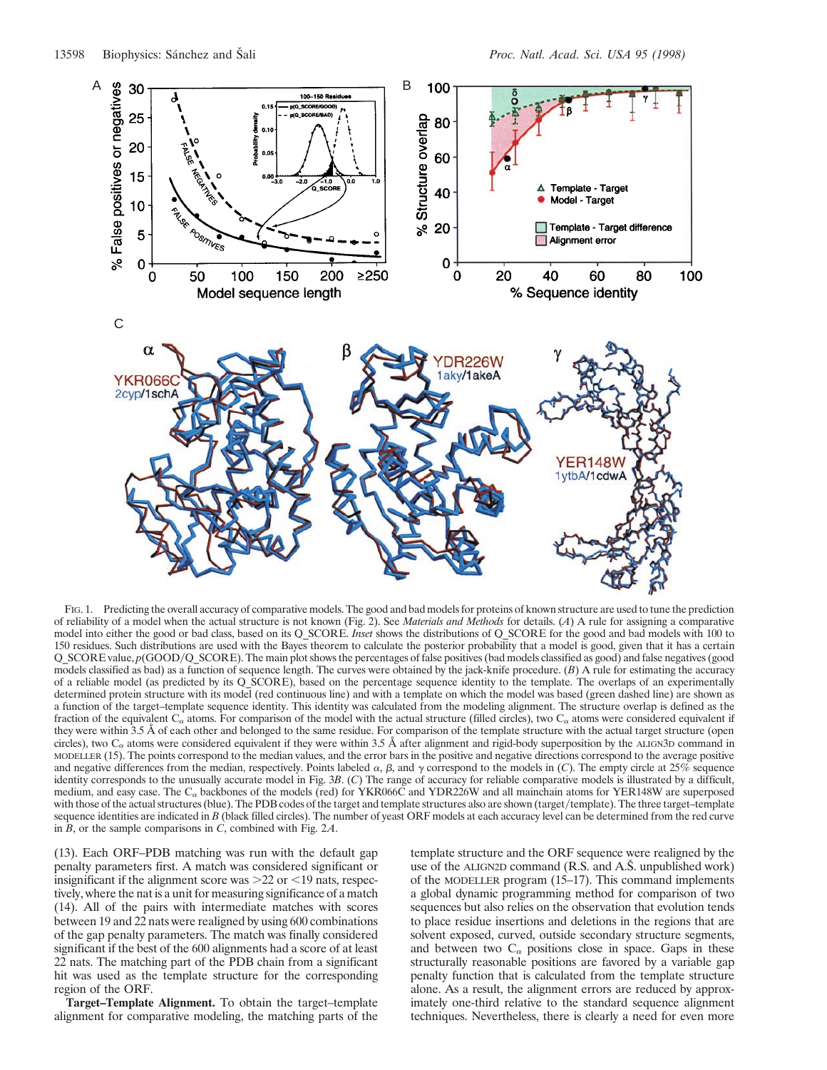FIG. 1. Predicting the overall accuracy of comparative models. The good and bad models for proteins of known structure are used to tune the prediction of reliability of a model when the actual structure is not known (Fig. 2). See *Materials and Methods* for details. (*A*) A rule for assigning a comparative model into either the good or bad class, based on its Q_SCORE. *Inset* shows the distributions of Q_SCORE for the good and bad models with 100 to 150 residues. Such distributions are used with the Bayes theorem to calculate the posterior probability that a model is good, given that it has a certain Q_SCORE value, $p$(GOOD/Q_SCORE). The main plot shows the percentages of false positives (bad models classified as good) and false negatives (good models classified as bad) as a function of sequence length. The curves were obtained by the jack-knife procedure. (*B*) A rule for estimating the accuracy of a reliable model (as predicted by its Q_SCORE), based on the percentage sequence identity to the template. The overlaps of an experimentally determined protein structure with its model (red continuous line) and with a template on which the model was based (green dashed line) are shown as a function of the target–template sequence identity. This identity was calculated from the modeling alignment. The structure overlap is defined as the fraction of the equivalent $C_\alpha$ atoms. For comparison of the model with the actual structure (filled circles), two $C_\alpha$ atoms were considered equivalent if they were within 3.5 Å of each other and belonged to the same residue. For comparison of the template structure with the actual target structure (open circles), two $C_\alpha$ atoms were considered equivalent if they were within 3.5 Å after alignment and rigid-body superposition by the ALIGN3D command in MODELLER (15). The points correspond to the median values, and the error bars in the positive and negative directions correspond to the average positive and negative differences from the median, respectively. Points labeled $\alpha$, $\beta$, and $\gamma$ correspond to the models in (*C*). The empty circle at 25% sequence identity corresponds to the unusually accurate model in Fig. 3*B*. (*C*) The range of accuracy for reliable comparative models is illustrated by a difficult, medium, and easy case. The $C_\alpha$ backbones of the models (red) for YKR066C and YDR226W and all mainchain atoms for YER148W are superposed with those of the actual structures (blue). The PDB codes of the target and template structures also are shown (target/template). The three target–template sequence identities are indicated in *B* (black filled circles). The number of yeast ORF models at each accuracy level can be determined from the red curve in *B*, or the sample comparisons in *C*, combined with Fig. 2*A*.

(13). Each ORF–PDB matching was run with the default gap penalty parameters first. A match was considered significant or insignificant if the alignment score was >22 or <19 nats, respectively, where the nat is a unit for measuring significance of a match (14). All of the pairs with intermediate matches with scores between 19 and 22 nats were realigned by using 600 combinations of the gap penalty parameters. The match was finally considered significant if the best of the 600 alignments had a score of at least 22 nats. The matching part of the PDB chain from a significant hit was used as the template structure for the corresponding region of the ORF.

**Target–Template Alignment.** To obtain the target–template alignment for comparative modeling, the matching parts of the template structure and the ORF sequence were realigned by the use of the ALIGN2D command (R.S. and A.Š. unpublished work) of the MODELLER program (15–17). This command implements a global dynamic programming method for comparison of two sequences but also relies on the observation that evolution tends to place residue insertions and deletions in the regions that are solvent exposed, curved, outside secondary structure segments, and between two $C_\alpha$ positions close in space. Gaps in these structurally reasonable positions are favored by a variable gap penalty function that is calculated from the template structure alone. As a result, the alignment errors are reduced by approximately one-third relative to the standard sequence alignment techniques. Nevertheless, there is clearly a need for even more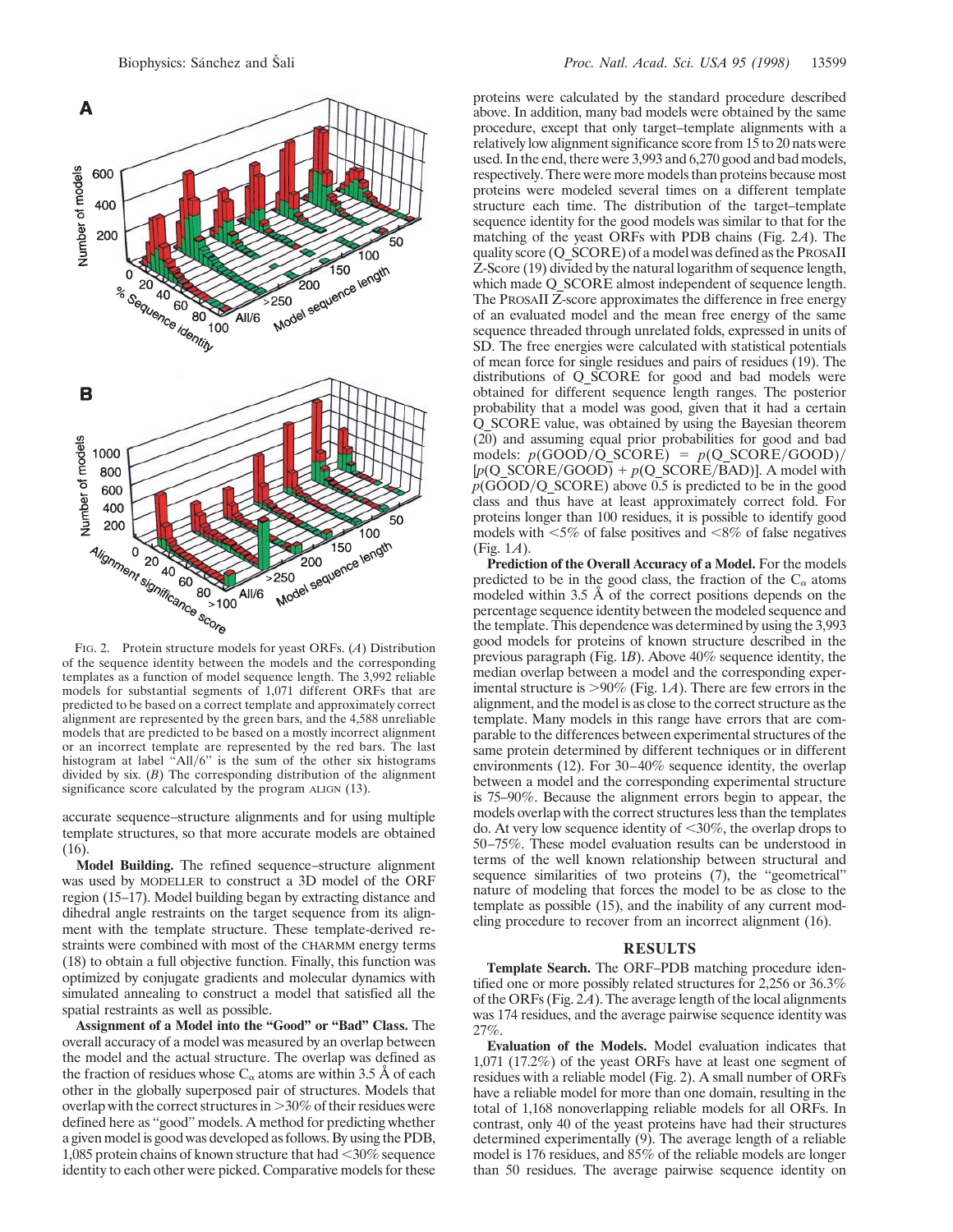FIG. 2. Protein structure models for yeast ORFs. (*A*) Distribution of the sequence identity between the models and the corresponding templates as a function of model sequence length. The 3,992 reliable models for substantial segments of 1,071 different ORFs that are predicted to be based on a correct template and approximately correct alignment are represented by the green bars, and the 4,588 unreliable models that are predicted to be based on a mostly incorrect alignment or an incorrect template are represented by the red bars. The last histogram at label "All/6" is the sum of the other six histograms divided by six. (*B*) The corresponding distribution of the alignment significance score calculated by the program ALIGN (13).

accurate sequence–structure alignments and for using multiple template structures, so that more accurate models are obtained (16).

**Model Building.** The refined sequence–structure alignment was used by MODELLER to construct a 3D model of the ORF region (15–17). Model building began by extracting distance and dihedral angle restraints on the target sequence from its alignment with the template structure. These template-derived restraints were combined with most of the CHARMM energy terms (18) to obtain a full objective function. Finally, this function was optimized by conjugate gradients and molecular dynamics with simulated annealing to construct a model that satisfied all the spatial restraints as well as possible.

**Assignment of a Model into the "Good" or "Bad" Class.** The overall accuracy of a model was measured by an overlap between the model and the actual structure. The overlap was defined as the fraction of residues whose $C_\alpha$ atoms are within 3.5 Å of each other in the globally superposed pair of structures. Models that overlap with the correct structures in >30% of their residues were defined here as "good" models. A method for predicting whether a given model is good was developed as follows. By using the PDB, 1,085 protein chains of known structure that had <30% sequence identity to each other were picked. Comparative models for these proteins were calculated by the standard procedure described above. In addition, many bad models were obtained by the same procedure, except that only target–template alignments with a relatively low alignment significance score from 15 to 20 nats were used. In the end, there were 3,993 and 6,270 good and bad models, respectively. There were more models than proteins because most proteins were modeled several times on a different template structure each time. The distribution of the target–template sequence identity for the good models was similar to that for the matching of the yeast ORFs with PDB chains (Fig. 2*A*). The quality score (Q_SCORE) of a model was defined as the PROSAII Z-Score (19) divided by the natural logarithm of sequence length, which made Q_SCORE almost independent of sequence length. The PROSAII Z-score approximates the difference in free energy of an evaluated model and the mean free energy of the same sequence threaded through unrelated folds, expressed in units of SD. The free energies were calculated with statistical potentials of mean force for single residues and pairs of residues (19). The distributions of Q_SCORE for good and bad models were obtained for different sequence length ranges. The posterior probability that a model was good, given that it had a certain Q_SCORE value, was obtained by using the Bayesian theorem (20) and assuming equal prior probabilities for good and bad models: $p(\text{GOOD}/\text{Q\_SCORE}) = p(\text{Q\_SCORE}/\text{GOOD})/[p(\text{Q\_SCORE}/\text{GOOD}) + p(\text{Q\_SCORE}/\text{BAD})]$. A model with $p(\text{GOOD}/\text{Q\_SCORE})$ above 0.5 is predicted to be in the good class and thus have at least approximately correct fold. For proteins longer than 100 residues, it is possible to identify good models with <5% of false positives and <8% of false negatives (Fig. 1*A*).

**Prediction of the Overall Accuracy of a Model.** For the models predicted to be in the good class, the fraction of the $C_\alpha$ atoms modeled within 3.5 Å of the correct positions depends on the percentage sequence identity between the modeled sequence and the template. This dependence was determined by using the 3,993 good models for proteins of known structure described in the previous paragraph (Fig. 1*B*). Above 40% sequence identity, the median overlap between a model and the corresponding experimental structure is >90% (Fig. 1*A*). There are few errors in the alignment, and the model is as close to the correct structure as the template. Many models in this range have errors that are comparable to the differences between experimental structures of the same protein determined by different techniques or in different environments (12). For 30–40% sequence identity, the overlap between a model and the corresponding experimental structure is 75–90%. Because the alignment errors begin to appear, the models overlap with the correct structures less than the templates do. At very low sequence identity of <30%, the overlap drops to 50–75%. These model evaluation results can be understood in terms of the well known relationship between structural and sequence similarities of two proteins (7), the "geometrical" nature of modeling that forces the model to be as close to the template as possible (15), and the inability of any current modeling procedure to recover from an incorrect alignment (16).

## RESULTS

**Template Search.** The ORF–PDB matching procedure identified one or more possibly related structures for 2,256 or 36.3% of the ORFs (Fig. 2*A*). The average length of the local alignments was 174 residues, and the average pairwise sequence identity was 27%.

**Evaluation of the Models.** Model evaluation indicates that 1,071 (17.2%) of the yeast ORFs have at least one segment of residues with a reliable model (Fig. 2). A small number of ORFs have a reliable model for more than one domain, resulting in the total of 1,168 nonoverlapping reliable models for all ORFs. In contrast, only 40 of the yeast proteins have had their structures determined experimentally (9). The average length of a reliable model is 176 residues, and 85% of the reliable models are longer than 50 residues. The average pairwise sequence identity on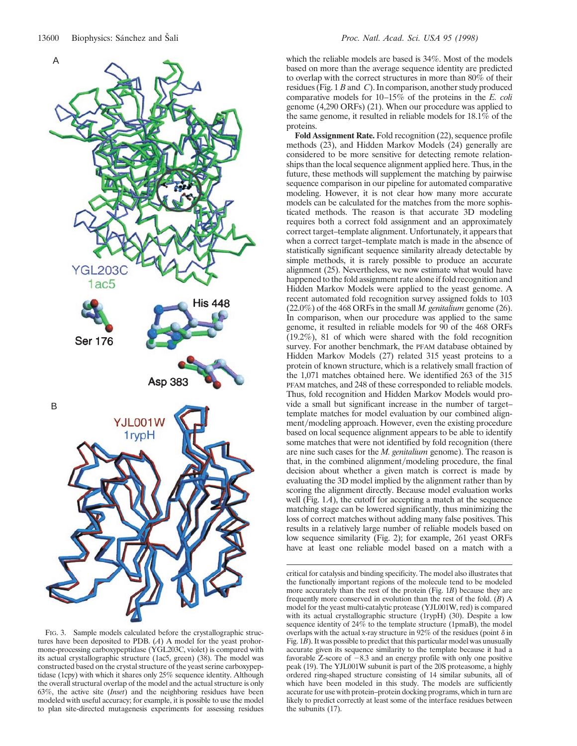which the reliable models are based is 34%. Most of the models based on more than the average sequence identity are predicted to overlap with the correct structures in more than 80% of their residues (Fig. 1 *B* and *C*). In comparison, another study produced comparative models for 10–15% of the proteins in the *E. coli* genome (4,290 ORFs) (21). When our procedure was applied to the same genome, it resulted in reliable models for 18.1% of the proteins.

**Fold Assignment Rate.** Fold recognition (22), sequence profile methods (23), and Hidden Markov Models (24) generally are considered to be more sensitive for detecting remote relationships than the local sequence alignment applied here. Thus, in the future, these methods will supplement the matching by pairwise sequence comparison in our pipeline for automated comparative modeling. However, it is not clear how many more accurate models can be calculated for the matches from the more sophisticated methods. The reason is that accurate 3D modeling requires both a correct fold assignment and an approximately correct target–template alignment. Unfortunately, it appears that when a correct target–template match is made in the absence of statistically significant sequence similarity already detectable by simple methods, it is rarely possible to produce an accurate alignment (25). Nevertheless, we now estimate what would have happened to the fold assignment rate alone if fold recognition and Hidden Markov Models were applied to the yeast genome. A recent automated fold recognition survey assigned folds to 103 (22.0%) of the 468 ORFs in the small *M. genitalium* genome (26). In comparison, when our procedure was applied to the same genome, it resulted in reliable models for 90 of the 468 ORFs (19.2%), 81 of which were shared with the fold recognition survey. For another benchmark, the PFAM database obtained by Hidden Markov Models (27) related 315 yeast proteins to a protein of known structure, which is a relatively small fraction of the 1,071 matches obtained here. We identified 263 of the 315 PFAM matches, and 248 of these corresponded to reliable models. Thus, fold recognition and Hidden Markov Models would provide a small but significant increase in the number of target–template matches for model evaluation by our combined alignment/modeling approach. However, even the existing procedure based on local sequence alignment appears to be able to identify some matches that were not identified by fold recognition (there are nine such cases for the *M. genitalium* genome). The reason is that, in the combined alignment/modeling procedure, the final decision about whether a given match is correct is made by evaluating the 3D model implied by the alignment rather than by scoring the alignment directly. Because model evaluation works well (Fig. 1*A*), the cutoff for accepting a match at the sequence matching stage can be lowered significantly, thus minimizing the loss of correct matches without adding many false positives. This results in a relatively large number of reliable models based on low sequence similarity (Fig. 2); for example, 261 yeast ORFs have at least one reliable model based on a match with a

FIG. 3. Sample models calculated before the crystallographic structures have been deposited to PDB. (*A*) A model for the yeast prohormone-processing carboxypeptidase (YGL203C, violet) is compared with its actual crystallographic structure (1ac5, green) (38). The model was constructed based on the crystal structure of the yeast serine carboxypeptidase (1cpy) with which it shares only 25% sequence identity. Although the overall structural overlap of the model and the actual structure is only 63%, the active site (*Inset*) and the neighboring residues have been modeled with useful accuracy; for example, it is possible to use the model to plan site-directed mutagenesis experiments for assessing residues critical for catalysis and binding specificity. The model also illustrates that the functionally important regions of the molecule tend to be modeled more accurately than the rest of the protein (Fig. 1*B*) because they are frequently more conserved in evolution than the rest of the fold. (*B*) A model for the yeast multi-catalytic protease (YJL001W, red) is compared with its actual crystallographic structure (1rypH) (30). Despite a low sequence identity of 24% to the template structure (1pmaB), the model overlaps with the actual x-ray structure in 92% of the residues (point δ in Fig. 1*B*). It was possible to predict that this particular model was unusually accurate given its sequence similarity to the template because it had a favorable Z-score of −8.3 and an energy profile with only one positive peak (19). The YJL001W subunit is part of the 20S proteasome, a highly ordered ring-shaped structure consisting of 14 similar subunits, all of which have been modeled in this study. The models are sufficiently accurate for use with protein–protein docking programs, which in turn are likely to predict correctly at least some of the interface residues between the subunits (17).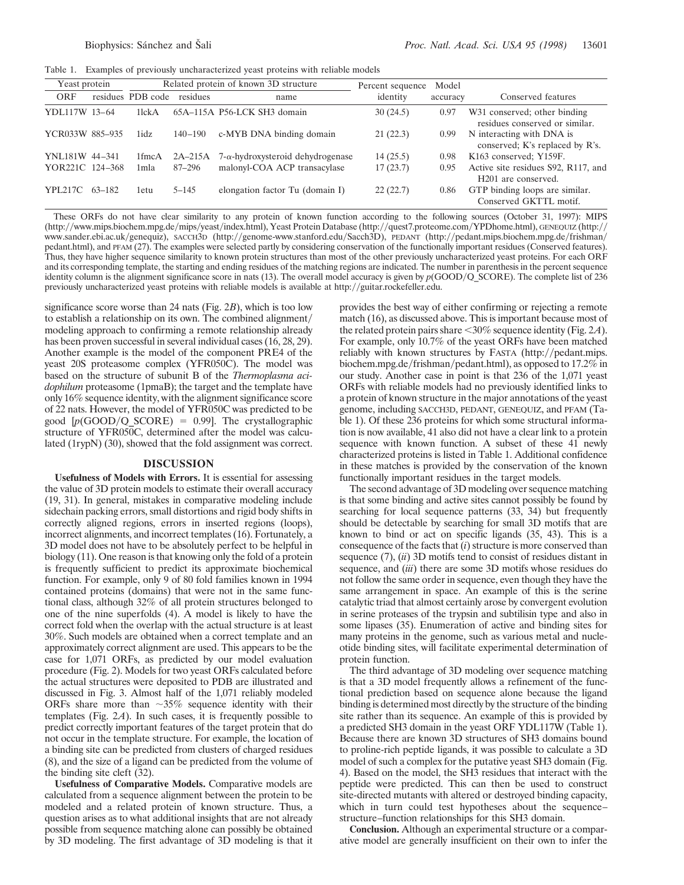Table 1. Examples of previously uncharacterized yeast proteins with reliable models

| Yeast protein | | Related protein of known 3D structure | | | Percent sequence | Model | |
|---|---|---|---|---|---|---|---|
| ORF | residues | PDB code | residues | name | identity | accuracy | Conserved features |
| YDL117W | 13–64 | 1lckA | 65A–115A | P56-LCK SH3 domain | 30 (24.5) | 0.97 | W31 conserved; other binding residues conserved or similar. |
| YCR033W | 885–935 | 1idz | 140–190 | c-MYB DNA binding domain | 21 (22.3) | 0.99 | N interacting with DNA is conserved; K's replaced by R's. |
| YNL181W | 44–341 | 1fmcA | 2A–215A | 7-α-hydroxysteroid dehydrogenase | 14 (25.5) | 0.98 | K163 conserved; Y159F. |
| YOR221C | 124–368 | 1mla | 87–296 | malonyl-COA ACP transacylase | 17 (23.7) | 0.95 | Active site residues S92, R117, and H201 are conserved. |
| YPL217C | 63–182 | 1etu | 5–145 | elongation factor Tu (domain I) | 22 (22.7) | 0.86 | GTP binding loops are similar. Conserved GKTTL motif. |

These ORFs do not have clear similarity to any protein of known function according to the following sources (October 31, 1997): MIPS (http://www.mips.biochem.mpg.de/mips/yeast/index.html), Yeast Protein Database (http://quest7.proteome.com/YPDhome.html), GENEQUIZ (http://www.sander.ebi.ac.uk/genequiz), SACCH3D (http://genome-www.stanford.edu/Sacch3D), PEDANT (http://pedant.mips.biochem.mpg.de/frishman/pedant.html), and PFAM (27). The examples were selected partly by considering conservation of the functionally important residues (Conserved features). Thus, they have higher sequence similarity to known protein structures than most of the other previously uncharacterized yeast proteins. For each ORF and its corresponding template, the starting and ending residues of the matching regions are indicated. The number in parenthesis in the percent sequence identity column is the alignment significance score in nats (13). The overall model accuracy is given by $p$(GOOD/Q_SCORE). The complete list of 236 previously uncharacterized yeast proteins with reliable models is available at http://guitar.rockefeller.edu.

significance score worse than 24 nats (Fig. 2*B*), which is too low to establish a relationship on its own. The combined alignment/modeling approach to confirming a remote relationship already has been proven successful in several individual cases (16, 28, 29). Another example is the model of the component PRE4 of the yeast 20S proteasome complex (YFR050C). The model was based on the structure of subunit B of the *Thermoplasma acidophilum* proteasome (1pmaB); the target and the template have only 16% sequence identity, with the alignment significance score of 22 nats. However, the model of YFR050C was predicted to be good [$p$(GOOD/Q_SCORE) = 0.99]. The crystallographic structure of YFR050C, determined after the model was calculated (1rypN) (30), showed that the fold assignment was correct.

## DISCUSSION

**Usefulness of Models with Errors.** It is essential for assessing the value of 3D protein models to estimate their overall accuracy (19, 31). In general, mistakes in comparative modeling include sidechain packing errors, small distortions and rigid body shifts in correctly aligned regions, errors in inserted regions (loops), incorrect alignments, and incorrect templates (16). Fortunately, a 3D model does not have to be absolutely perfect to be helpful in biology (11). One reason is that knowing only the fold of a protein is frequently sufficient to predict its approximate biochemical function. For example, only 9 of 80 fold families known in 1994 contained proteins (domains) that were not in the same functional class, although 32% of all protein structures belonged to one of the nine superfolds (4). A model is likely to have the correct fold when the overlap with the actual structure is at least 30%. Such models are obtained when a correct template and an approximately correct alignment are used. This appears to be the case for 1,071 ORFs, as predicted by our model evaluation procedure (Fig. 2). Models for two yeast ORFs calculated before the actual structures were deposited to PDB are illustrated and discussed in Fig. 3. Almost half of the 1,071 reliably modeled ORFs share more than ~35% sequence identity with their templates (Fig. 2*A*). In such cases, it is frequently possible to predict correctly important features of the target protein that do not occur in the template structure. For example, the location of a binding site can be predicted from clusters of charged residues (8), and the size of a ligand can be predicted from the volume of the binding site cleft (32).

**Usefulness of Comparative Models.** Comparative models are calculated from a sequence alignment between the protein to be modeled and a related protein of known structure. Thus, a question arises as to what additional insights that are not already possible from sequence matching alone can possibly be obtained by 3D modeling. The first advantage of 3D modeling is that it provides the best way of either confirming or rejecting a remote match (16), as discussed above. This is important because most of the related protein pairs share <30% sequence identity (Fig. 2*A*). For example, only 10.7% of the yeast ORFs have been matched reliably with known structures by FASTA (http://pedant.mips.biochem.mpg.de/frishman/pedant.html), as opposed to 17.2% in our study. Another case in point is that 236 of the 1,071 yeast ORFs with reliable models had no previously identified links to a protein of known structure in the major annotations of the yeast genome, including SACCH3D, PEDANT, GENEQUIZ, and PFAM (Table 1). Of these 236 proteins for which some structural information is now available, 41 also did not have a clear link to a protein sequence with known function. A subset of these 41 newly characterized proteins is listed in Table 1. Additional confidence in these matches is provided by the conservation of the known functionally important residues in the target models.

The second advantage of 3D modeling over sequence matching is that some binding and active sites cannot possibly be found by searching for local sequence patterns (33, 34) but frequently should be detectable by searching for small 3D motifs that are known to bind or act on specific ligands (35, 43). This is a consequence of the facts that (*i*) structure is more conserved than sequence (7), (*ii*) 3D motifs tend to consist of residues distant in sequence, and (*iii*) there are some 3D motifs whose residues do not follow the same order in sequence, even though they have the same arrangement in space. An example of this is the serine catalytic triad that almost certainly arose by convergent evolution in serine proteases of the trypsin and subtilisin type and also in some lipases (35). Enumeration of active and binding sites for many proteins in the genome, such as various metal and nucleotide binding sites, will facilitate experimental determination of protein function.

The third advantage of 3D modeling over sequence matching is that a 3D model frequently allows a refinement of the functional prediction based on sequence alone because the ligand binding is determined most directly by the structure of the binding site rather than its sequence. An example of this is provided by a predicted SH3 domain in the yeast ORF YDL117W (Table 1). Because there are known 3D structures of SH3 domains bound to proline-rich peptide ligands, it was possible to calculate a 3D model of such a complex for the putative yeast SH3 domain (Fig. 4). Based on the model, the SH3 residues that interact with the peptide were predicted. This can then be used to construct site-directed mutants with altered or destroyed binding capacity, which in turn could test hypotheses about the sequence–structure–function relationships for this SH3 domain.

**Conclusion.** Although an experimental structure or a comparative model are generally insufficient on their own to infer the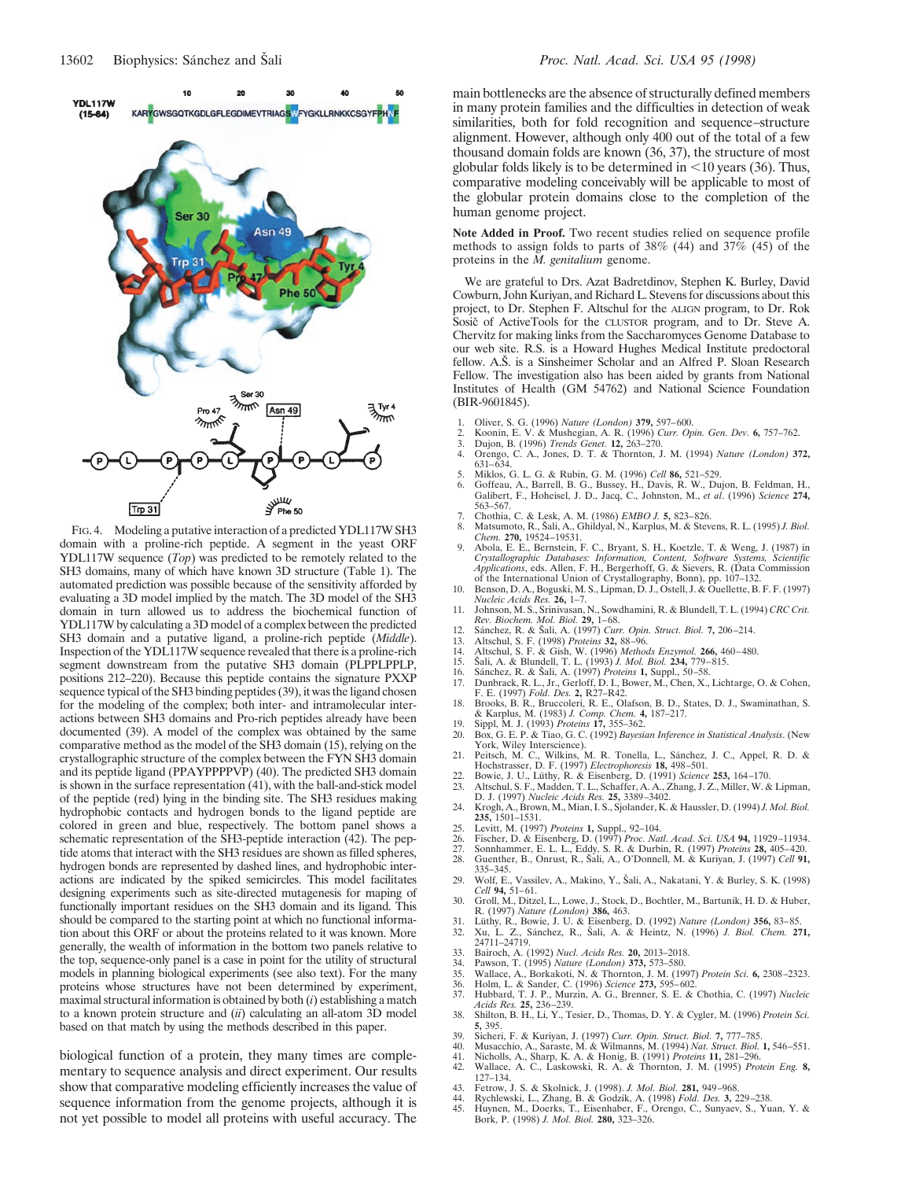YDL117W (15-64)

10 20 30 40 50

KARYGWSGQTKGDLGFLEGDIMEVTRIAGSWFYGKLLRNKKCSGYFPHNF

Ser 30

Asn 49

Trp 31

Pro 47

Tyr 4

Phe 50

Ser 30

Pro 47

Asn 49

Tyr 4

Trp 31

Phe 50

FIG. 4. Modeling a putative interaction of a predicted YDL117W SH3 domain with a proline-rich peptide. A segment in the yeast ORF YDL117W sequence (*Top*) was predicted to be remotely related to the SH3 domains, many of which have known 3D structure (Table 1). The automated prediction was possible because of the sensitivity afforded by evaluating a 3D model implied by the match. The 3D model of the SH3 domain in turn allowed us to address the biochemical function of YDL117W by calculating a 3D model of a complex between the predicted SH3 domain and a putative ligand, a proline-rich peptide (*Middle*). Inspection of the YDL117W sequence revealed that there is a proline-rich segment downstream from the putative SH3 domain (PLPPLPPLP, positions 212–220). Because this peptide contains the signature PXXP sequence typical of the SH3 binding peptides (39), it was the ligand chosen for the modeling of the complex; both inter- and intramolecular interactions between SH3 domains and Pro-rich peptides already have been documented (39). A model of the complex was obtained by the same comparative method as the model of the SH3 domain (15), relying on the crystallographic structure of the complex between the FYN SH3 domain and its peptide ligand (PPAYPPPPVP) (40). The predicted SH3 domain is shown in the surface representation (41), with the ball-and-stick model of the peptide (red) lying in the binding site. The SH3 residues making hydrophobic contacts and hydrogen bonds to the ligand peptide are colored in green and blue, respectively. The bottom panel shows a schematic representation of the SH3-peptide interaction (42). The peptide atoms that interact with the SH3 residues are shown as filled spheres, hydrogen bonds are represented by dashed lines, and hydrophobic interactions are indicated by the spiked semicircles. This model facilitates designing experiments such as site-directed mutagenesis for mapping of functionally important residues on the SH3 domain and its ligand. This should be compared to the starting point at which no functional information about this ORF or about the proteins related to it was known. More generally, the wealth of information in the bottom two panels relative to the top, sequence-only panel is a case in point for the utility of structural models in planning biological experiments (see also text). For the many proteins whose structures have not been determined by experiment, maximal structural information is obtained by both (*i*) establishing a match to a known protein structure and (*ii*) calculating an all-atom 3D model based on that match by using the methods described in this paper.

biological function of a protein, they many times are complementary to sequence analysis and direct experiment. Our results show that comparative modeling efficiently increases the value of sequence information from the genome projects, although it is not yet possible to model all proteins with useful accuracy. The main bottlenecks are the absence of structurally defined members in many protein families and the difficulties in detection of weak similarities, both for fold recognition and sequence–structure alignment. However, although only 400 out of the total of a few thousand domain folds are known (36, 37), the structure of most globular folds likely is to be determined in <10 years (36). Thus, comparative modeling conceivably will be applicable to most of the globular protein domains close to the completion of the human genome project.

**Note Added in Proof.** Two recent studies relied on sequence profile methods to assign folds to parts of 38% (44) and 37% (45) of the proteins in the *M. genitalium* genome.

We are grateful to Drs. Azat Badretdinov, Stephen K. Burley, David Cowburn, John Kuriyan, and Richard L. Stevens for discussions about this project, to Dr. Stephen F. Altschul for the ALIGN program, to Dr. Rok Sosič of ActiveTools for the CLUSTOR program, and to Dr. Steve A. Chervitz for making links from the Saccharomyces Genome Database to our web site. R.S. is a Howard Hughes Medical Institute predoctoral fellow. A.Š. is a Sinsheimer Scholar and an Alfred P. Sloan Research Fellow. The investigation also has been aided by grants from National Institutes of Health (GM 54762) and National Science Foundation (BIR-9601845).

1. Oliver, S. G. (1996) *Nature (London)* **379,** 597–600.
2. Koonin, E. V. & Mushegian, A. R. (1996) *Curr. Opin. Gen. Dev.* **6,** 757–762.
3. Dujon, B. (1996) *Trends Genet.* **12,** 263–270.
4. Orengo, C. A., Jones, D. T. & Thornton, J. M. (1994) *Nature (London)* **372,** 631–634.
5. Miklos, G. L. G. & Rubin, G. M. (1996) *Cell* **86,** 521–529.
6. Goffeau, A., Barrell, B. G., Bussey, H., Davis, R. W., Dujon, B. Feldman, H., Galibert, F., Hoheisel, J. D., Jacq, C., Johnston, M., *et al*. (1996) *Science* **274,** 563–567.
7. Chothia, C. & Lesk, A. M. (1986) *EMBO J.* **5,** 823–826.
8. Matsumoto, R., Šali, A., Ghildyal, N., Karplus, M. & Stevens, R. L. (1995) *J. Biol. Chem.* **270,** 19524–19531.
9. Abola, E. E., Bernstein, F. C., Bryant, S. H., Koetzle, T. & Weng, J. (1987) in *Crystallographic Databases: Information, Content, Software Systems, Scientific Applications*, eds. Allen, F. H., Bergerhoff, G. & Sievers, R. (Data Commission of the International Union of Crystallography, Bonn), pp. 107–132.
10. Benson, D. A., Boguski, M. S., Lipman, D. J., Ostell, J. & Ouellette, B. F. F. (1997) *Nucleic Acids Res.* **26,** 1–7.
11. Johnson, M. S., Srinivasan, N., Sowdhamini, R. & Blundell, T. L. (1994) *CRC Crit. Rev. Biochem. Mol. Biol.* **29,** 1–68.
12. Sánchez, R. & Šali, A. (1997) *Curr. Opin. Struct. Biol.* **7,** 206–214.
13. Altschul, S. F. (1998) *Proteins* **32,** 88–96.
14. Altschul, S. F. & Gish, W. (1996) *Methods Enzymol.* **266,** 460–480.
15. Šali, A. & Blundell, T. L. (1993) *J. Mol. Biol.* **234,** 779–815.
16. Sánchez, R. & Šali, A. (1997) *Proteins* **1,** Suppl., 50–58.
17. Dunbrack, R. L., Jr., Gerloff, D. I., Bower, M., Chen, X., Lichtarge, O. & Cohen, F. E. (1997) *Fold. Des.* **2,** R27–R42.
18. Brooks, B. R., Bruccoleri, R. E., Olafson, B. D., States, D. J., Swaminathan, S. & Karplus, M. (1983) *J. Comp. Chem.* **4,** 187–217.
19. Sippl, M. J. (1993) *Proteins* **17,** 355–362.
20. Box, G. E. P. & Tiao, G. C. (1992) *Bayesian Inference in Statistical Analysis*. (New York, Wiley Interscience).
21. Peitsch, M. C., Wilkins, M. R. Tonella, L., Sánchez, J. C., Appel, R. D. & Hochstrasser, D. F. (1997) *Electrophoresis* **18,** 498–501.
22. Bowie, J. U., Lüthy, R. & Eisenberg, D. (1991) *Science* **253,** 164–170.
23. Altschul, S. F., Madden, T. L., Schaffer, A. A., Zhang, J. Z., Miller, W. & Lipman, D. J. (1997) *Nucleic Acids Res.* **25,** 3389–3402.
24. Krogh, A., Brown, M., Mian, I. S., Sjolander, K. & Haussler, D. (1994) *J. Mol. Biol.* **235,** 1501–1531.
25. Levitt, M. (1997) *Proteins* **1,** Suppl., 92–104.
26. Fischer, D. & Eisenberg, D. (1997) *Proc. Natl. Acad. Sci. USA* **94,** 11929–11934.
27. Sonnhammer, E. L. L., Eddy, S. R. & Durbin, R. (1997) *Proteins* **28,** 405–420.
28. Guenther, B., Onrust, R., Šali, A., O'Donnell, M. & Kuriyan, J. (1997) *Cell* **91,** 335–345.
29. Wolf, E., Vassilev, A., Makino, Y., Šali, A., Nakatani, Y. & Burley, S. K. (1998) *Cell* **94,** 51–61.
30. Groll, M., Ditzel, L., Lowe, J., Stock, D., Bochtler, M., Bartunik, H. D. & Huber, R. (1997) *Nature (London)* **386,** 463.
31. Lüthy, R., Bowie, J. U. & Eisenberg, D. (1992) *Nature (London)* **356,** 83–85.
32. Xu, L. Z., Sánchez, R., Šali, A. & Heintz, N. (1996) *J. Biol. Chem.* **271,** 24711–24719.
33. Bairoch, A. (1992) *Nucl. Acids Res.* **20,** 2013–2018.
34. Pawson, T. (1995) *Nature (London)* **373,** 573–580.
35. Wallace, A., Borkakoti, N. & Thornton, J. M. (1997) *Protein Sci.* **6,** 2308–2323.
36. Holm, L. & Sander, C. (1996) *Science* **273,** 595–602.
37. Hubbard, T. J. P., Murzin, A. G., Brenner, S. E. & Chothia, C. (1997) *Nucleic Acids Res.* **25,** 236–239.
38. Shilton, B. H., Li, Y., Tesier, D., Thomas, D. Y. & Cygler, M. (1996) *Protein Sci.* **5,** 395.
39. Sicheri, F. & Kuriyan, J. (1997) *Curr. Opin. Struct. Biol.* **7,** 777–785.
40. Musacchio, A., Saraste, M. & Wilmanns, M. (1994) *Nat. Struct. Biol.* **1,** 546–551.
41. Nicholls, A., Sharp, K. A. & Honig, B. (1991) *Proteins* **11,** 281–296.
42. Wallace, A. C., Laskowski, R. A. & Thornton, J. M. (1995) *Protein Eng.* **8,** 127–134.
43. Fetrow, J. S. & Skolnick, J. (1998). *J. Mol. Biol.* **281,** 949–968.
44. Rychlewski, L., Zhang, B. & Godzik, A. (1998) *Fold. Des.* **3,** 229–238.
45. Huynen, M., Doerks, T., Eisenhaber, F., Orengo, C., Sunyaev, S., Yuan, Y. & Bork, P. (1998) *J. Mol. Biol.* **280,** 323–326.